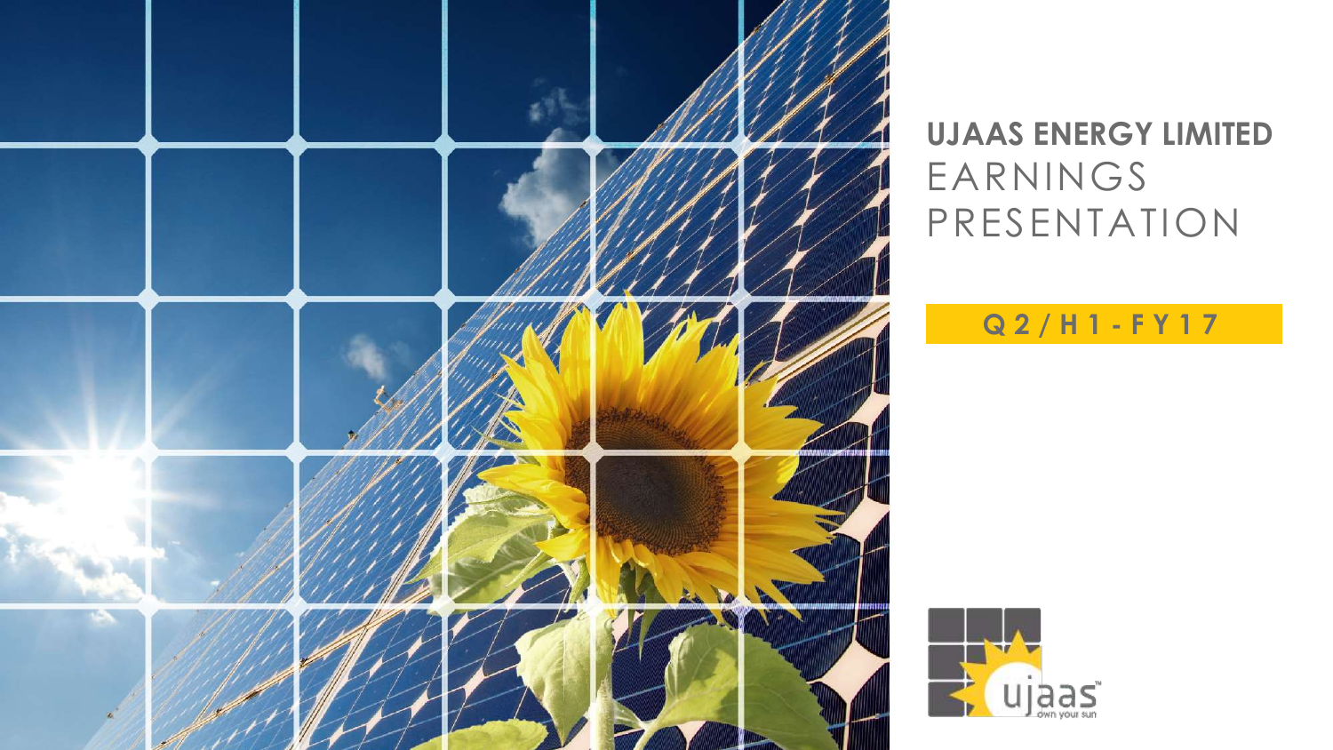# UJAAS ENERGY LIMITED
# EARNINGS PRESENTATION

**Q2/H1-FY17**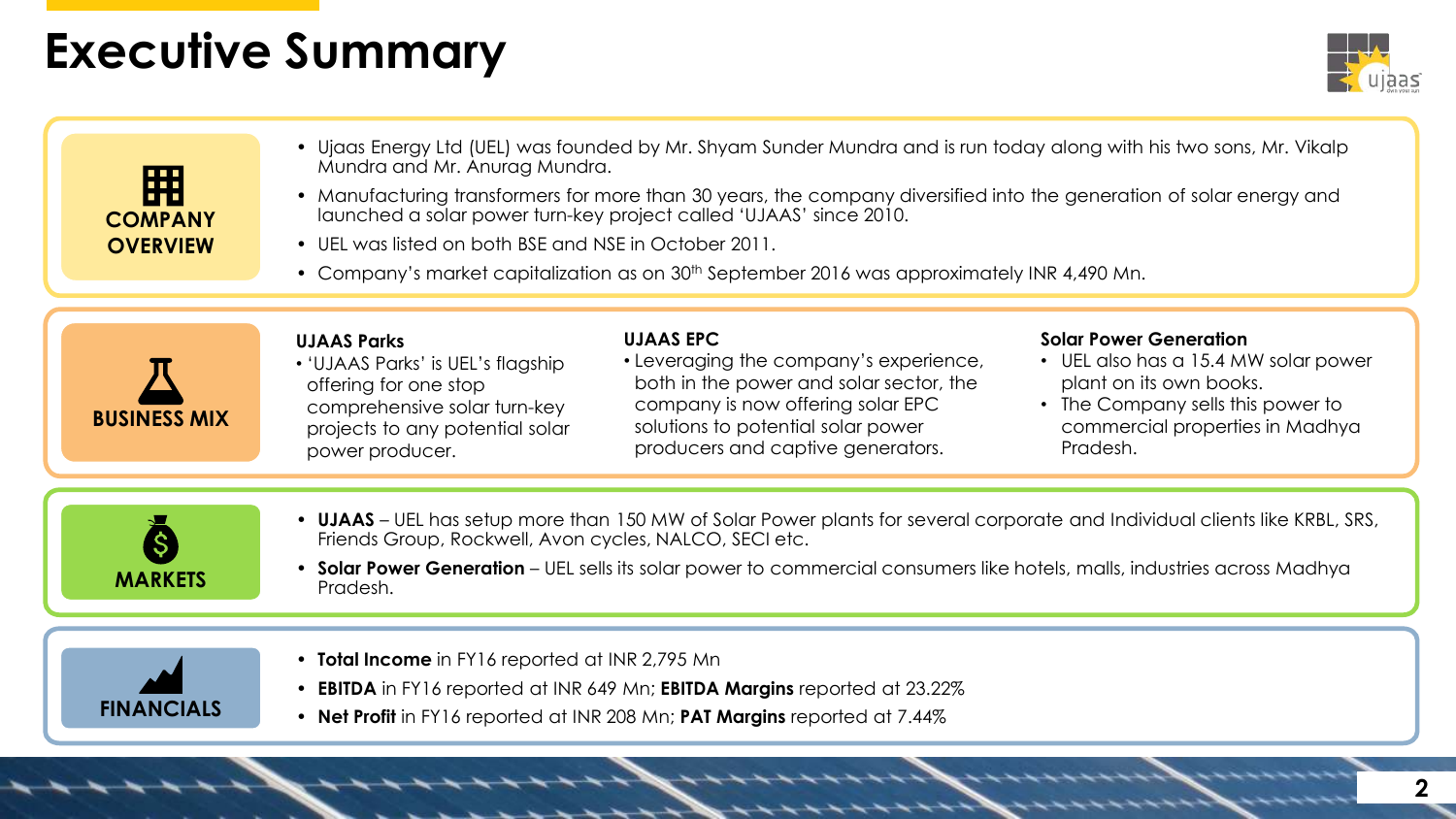# Executive Summary

## COMPANY OVERVIEW

- Ujaas Energy Ltd (UEL) was founded by Mr. Shyam Sunder Mundra and is run today along with his two sons, Mr. Vikalp Mundra and Mr. Anurag Mundra.
- Manufacturing transformers for more than 30 years, the company diversified into the generation of solar energy and launched a solar power turn-key project called 'UJAAS' since 2010.
- UEL was listed on both BSE and NSE in October 2011.
- Company's market capitalization as on 30th September 2016 was approximately INR 4,490 Mn.

## BUSINESS MIX

**UJAAS Parks**

- 'UJAAS Parks' is UEL's flagship offering for one stop comprehensive solar turn-key projects to any potential solar power producer.

**UJAAS EPC**

- Leveraging the company's experience, both in the power and solar sector, the company is now offering solar EPC solutions to potential solar power producers and captive generators.

**Solar Power Generation**

- UEL also has a 15.4 MW solar power plant on its own books.
- The Company sells this power to commercial properties in Madhya Pradesh.

## MARKETS

- **UJAAS** – UEL has setup more than 150 MW of Solar Power plants for several corporate and Individual clients like KRBL, SRS, Friends Group, Rockwell, Avon cycles, NALCO, SECI etc.
- **Solar Power Generation** – UEL sells its solar power to commercial consumers like hotels, malls, industries across Madhya Pradesh.

## FINANCIALS

- **Total Income** in FY16 reported at INR 2,795 Mn
- **EBITDA** in FY16 reported at INR 649 Mn; **EBITDA Margins** reported at 23.22%
- **Net Profit** in FY16 reported at INR 208 Mn; **PAT Margins** reported at 7.44%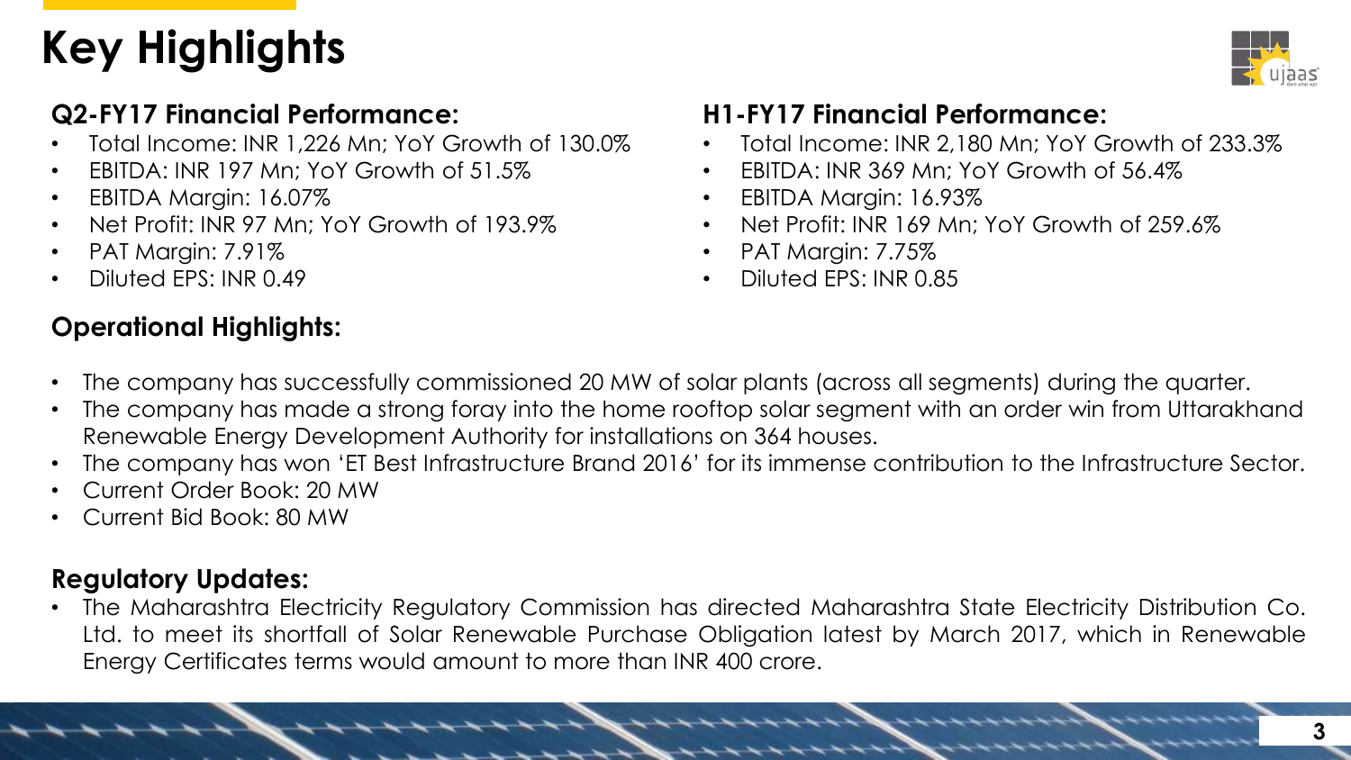# Key Highlights

## Q2-FY17 Financial Performance:

- Total Income: INR 1,226 Mn; YoY Growth of 130.0%
- EBITDA: INR 197 Mn; YoY Growth of 51.5%
- EBITDA Margin: 16.07%
- Net Profit: INR 97 Mn; YoY Growth of 193.9%
- PAT Margin: 7.91%
- Diluted EPS: INR 0.49

## H1-FY17 Financial Performance:

- Total Income: INR 2,180 Mn; YoY Growth of 233.3%
- EBITDA: INR 369 Mn; YoY Growth of 56.4%
- EBITDA Margin: 16.93%
- Net Profit: INR 169 Mn; YoY Growth of 259.6%
- PAT Margin: 7.75%
- Diluted EPS: INR 0.85

## Operational Highlights:

- The company has successfully commissioned 20 MW of solar plants (across all segments) during the quarter.
- The company has made a strong foray into the home rooftop solar segment with an order win from Uttarakhand Renewable Energy Development Authority for installations on 364 houses.
- The company has won 'ET Best Infrastructure Brand 2016' for its immense contribution to the Infrastructure Sector.
- Current Order Book: 20 MW
- Current Bid Book: 80 MW

## Regulatory Updates:

- The Maharashtra Electricity Regulatory Commission has directed Maharashtra State Electricity Distribution Co. Ltd. to meet its shortfall of Solar Renewable Purchase Obligation latest by March 2017, which in Renewable Energy Certificates terms would amount to more than INR 400 crore.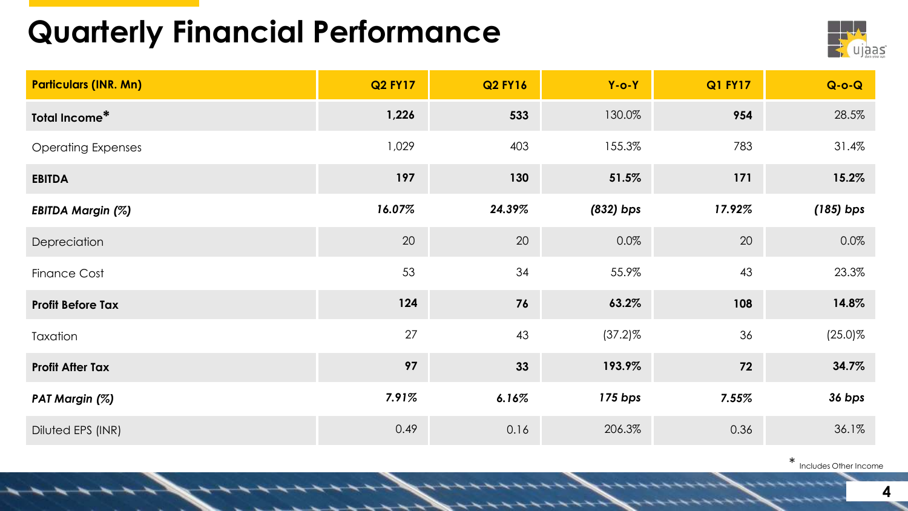# Quarterly Financial Performance

| Particulars (INR. Mn) | Q2 FY17 | Q2 FY16 | Y-o-Y | Q1 FY17 | Q-o-Q |
|---|---|---|---|---|---|
| **Total Income*** | **1,226** | **533** | 130.0% | **954** | 28.5% |
| Operating Expenses | 1,029 | 403 | 155.3% | 783 | 31.4% |
| **EBITDA** | **197** | **130** | **51.5%** | **171** | **15.2%** |
| ***EBITDA Margin (%)*** | ***16.07%*** | ***24.39%*** | ***(832) bps*** | ***17.92%*** | ***(185) bps*** |
| Depreciation | 20 | 20 | 0.0% | 20 | 0.0% |
| Finance Cost | 53 | 34 | 55.9% | 43 | 23.3% |
| **Profit Before Tax** | **124** | **76** | **63.2%** | **108** | **14.8%** |
| Taxation | 27 | 43 | (37.2)% | 36 | (25.0)% |
| **Profit After Tax** | **97** | **33** | **193.9%** | **72** | **34.7%** |
| ***PAT Margin (%)*** | ***7.91%*** | ***6.16%*** | ***175 bps*** | ***7.55%*** | ***36 bps*** |
| Diluted EPS (INR) | 0.49 | 0.16 | 206.3% | 0.36 | 36.1% |

* Includes Other Income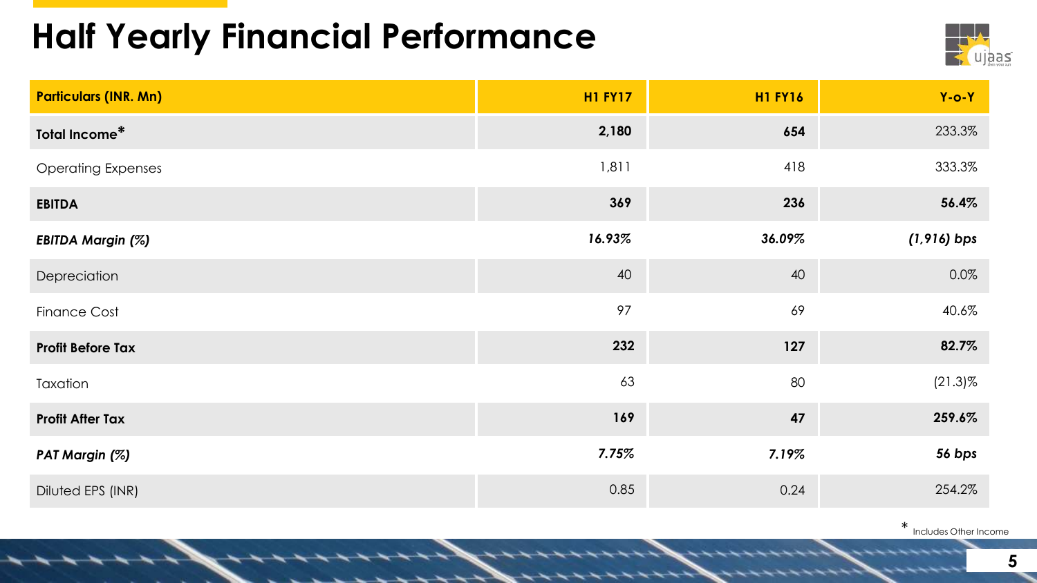# Half Yearly Financial Performance

| Particulars (INR. Mn) | H1 FY17 | H1 FY16 | Y-o-Y |
|---|---|---|---|
| **Total Income*** | **2,180** | **654** | 233.3% |
| Operating Expenses | 1,811 | 418 | 333.3% |
| **EBITDA** | **369** | **236** | **56.4%** |
| ***EBITDA Margin (%)*** | ***16.93%*** | ***36.09%*** | ***(1,916) bps*** |
| Depreciation | 40 | 40 | 0.0% |
| Finance Cost | 97 | 69 | 40.6% |
| **Profit Before Tax** | **232** | **127** | **82.7%** |
| Taxation | 63 | 80 | (21.3)% |
| **Profit After Tax** | **169** | **47** | **259.6%** |
| ***PAT Margin (%)*** | ***7.75%*** | ***7.19%*** | ***56 bps*** |
| Diluted EPS (INR) | 0.85 | 0.24 | 254.2% |

* Includes Other Income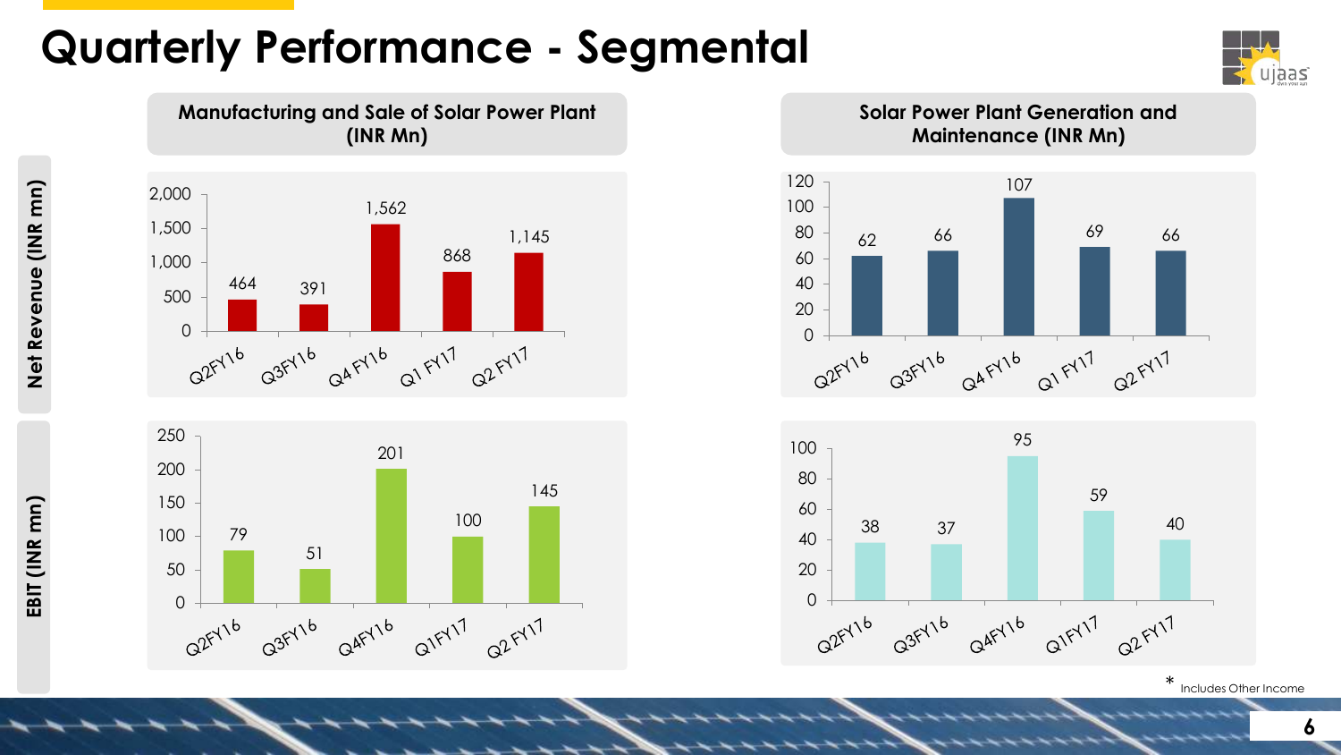# Quarterly Performance - Segmental

## Manufacturing and Sale of Solar Power Plant (INR Mn)

**Net Revenue (INR mn)**

| Quarter | Q2FY16 | Q3FY16 | Q4 FY16 | Q1 FY17 | Q2 FY17 |
|---|---|---|---|---|---|
| Net Revenue | 464 | 391 | 1,562 | 868 | 1,145 |

**EBIT (INR mn)**

| Quarter | Q2FY16 | Q3FY16 | Q4FY16 | Q1FY17 | Q2 FY17 |
|---|---|---|---|---|---|
| EBIT | 79 | 51 | 201 | 100 | 145 |

## Solar Power Plant Generation and Maintenance (INR Mn)

**Net Revenue (INR mn)**

| Quarter | Q2FY16 | Q3FY16 | Q4 FY16 | Q1 FY17 | Q2 FY17 |
|---|---|---|---|---|---|
| Net Revenue | 62 | 66 | 107 | 69 | 66 |

**EBIT (INR mn)**

| Quarter | Q2FY16 | Q3FY16 | Q4FY16 | Q1FY17 | Q2 FY17 |
|---|---|---|---|---|---|
| EBIT | 38 | 37 | 95 | 59 | 40 |

* Includes Other Income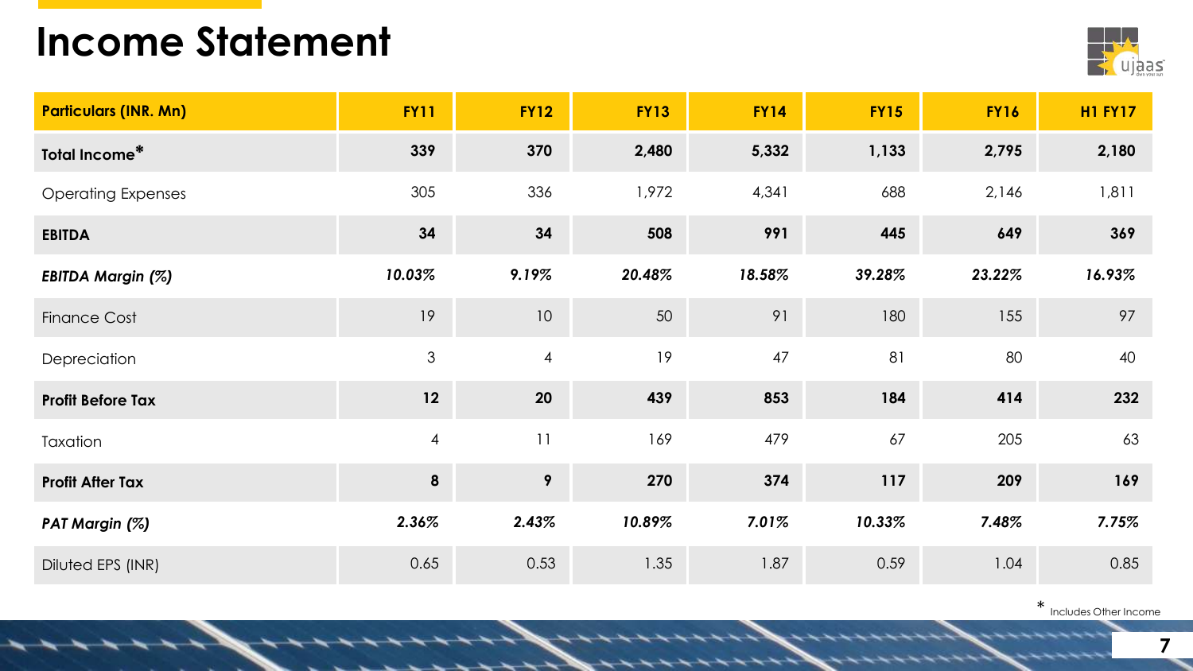# Income Statement

| Particulars (INR. Mn) | FY11 | FY12 | FY13 | FY14 | FY15 | FY16 | H1 FY17 |
|---|---|---|---|---|---|---|---|
| **Total Income*** | **339** | **370** | **2,480** | **5,332** | **1,133** | **2,795** | **2,180** |
| Operating Expenses | 305 | 336 | 1,972 | 4,341 | 688 | 2,146 | 1,811 |
| **EBITDA** | **34** | **34** | **508** | **991** | **445** | **649** | **369** |
| ***EBITDA Margin (%)*** | ***10.03%*** | ***9.19%*** | ***20.48%*** | ***18.58%*** | ***39.28%*** | ***23.22%*** | ***16.93%*** |
| Finance Cost | 19 | 10 | 50 | 91 | 180 | 155 | 97 |
| Depreciation | 3 | 4 | 19 | 47 | 81 | 80 | 40 |
| **Profit Before Tax** | **12** | **20** | **439** | **853** | **184** | **414** | **232** |
| Taxation | 4 | 11 | 169 | 479 | 67 | 205 | 63 |
| **Profit After Tax** | **8** | **9** | **270** | **374** | **117** | **209** | **169** |
| ***PAT Margin (%)*** | ***2.36%*** | ***2.43%*** | ***10.89%*** | ***7.01%*** | ***10.33%*** | ***7.48%*** | ***7.75%*** |
| Diluted EPS (INR) | 0.65 | 0.53 | 1.35 | 1.87 | 0.59 | 1.04 | 0.85 |

* Includes Other Income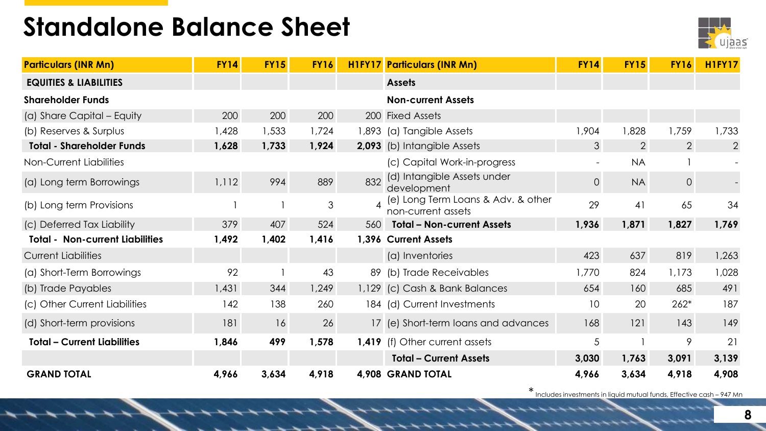# Standalone Balance Sheet

| Particulars (INR Mn) | FY14 | FY15 | FY16 | H1FY17 | Particulars (INR Mn) | FY14 | FY15 | FY16 | H1FY17 |
|---|---|---|---|---|---|---|---|---|---|
| **EQUITIES & LIABILITIES** | | | | | **Assets** | | | | |
| **Shareholder Funds** | | | | | **Non-current Assets** | | | | |
| (a) Share Capital – Equity | 200 | 200 | 200 | 200 | Fixed Assets | | | | |
| (b) Reserves & Surplus | 1,428 | 1,533 | 1,724 | 1,893 | (a) Tangible Assets | 1,904 | 1,828 | 1,759 | 1,733 |
| **Total - Shareholder Funds** | **1,628** | **1,733** | **1,924** | **2,093** | (b) Intangible Assets | 3 | 2 | 2 | 2 |
| Non-Current Liabilities | | | | | (c) Capital Work-in-progress | - | NA | 1 | - |
| (a) Long term Borrowings | 1,112 | 994 | 889 | 832 | (d) Intangible Assets under development | 0 | NA | 0 | - |
| (b) Long term Provisions | 1 | 1 | 3 | 4 | (e) Long Term Loans & Adv. & other non-current assets | 29 | 41 | 65 | 34 |
| (c) Deferred Tax Liability | 379 | 407 | 524 | 560 | **Total – Non-current Assets** | **1,936** | **1,871** | **1,827** | **1,769** |
| **Total - Non-current Liabilities** | **1,492** | **1,402** | **1,416** | **1,396** | **Current Assets** | | | | |
| Current Liabilities | | | | | (a) Inventories | 423 | 637 | 819 | 1,263 |
| (a) Short-Term Borrowings | 92 | 1 | 43 | 89 | (b) Trade Receivables | 1,770 | 824 | 1,173 | 1,028 |
| (b) Trade Payables | 1,431 | 344 | 1,249 | 1,129 | (c) Cash & Bank Balances | 654 | 160 | 685 | 491 |
| (c) Other Current Liabilities | 142 | 138 | 260 | 184 | (d) Current Investments | 10 | 20 | 262* | 187 |
| (d) Short-term provisions | 181 | 16 | 26 | 17 | (e) Short-term loans and advances | 168 | 121 | 143 | 149 |
| **Total – Current Liabilities** | **1,846** | **499** | **1,578** | **1,419** | (f) Other current assets | 5 | 1 | 9 | 21 |
| | | | | | **Total – Current Assets** | **3,030** | **1,763** | **3,091** | **3,139** |
| **GRAND TOTAL** | **4,966** | **3,634** | **4,918** | **4,908** | **GRAND TOTAL** | **4,966** | **3,634** | **4,918** | **4,908** |

* Includes investments in liquid mutual funds, Effective cash – 947 Mn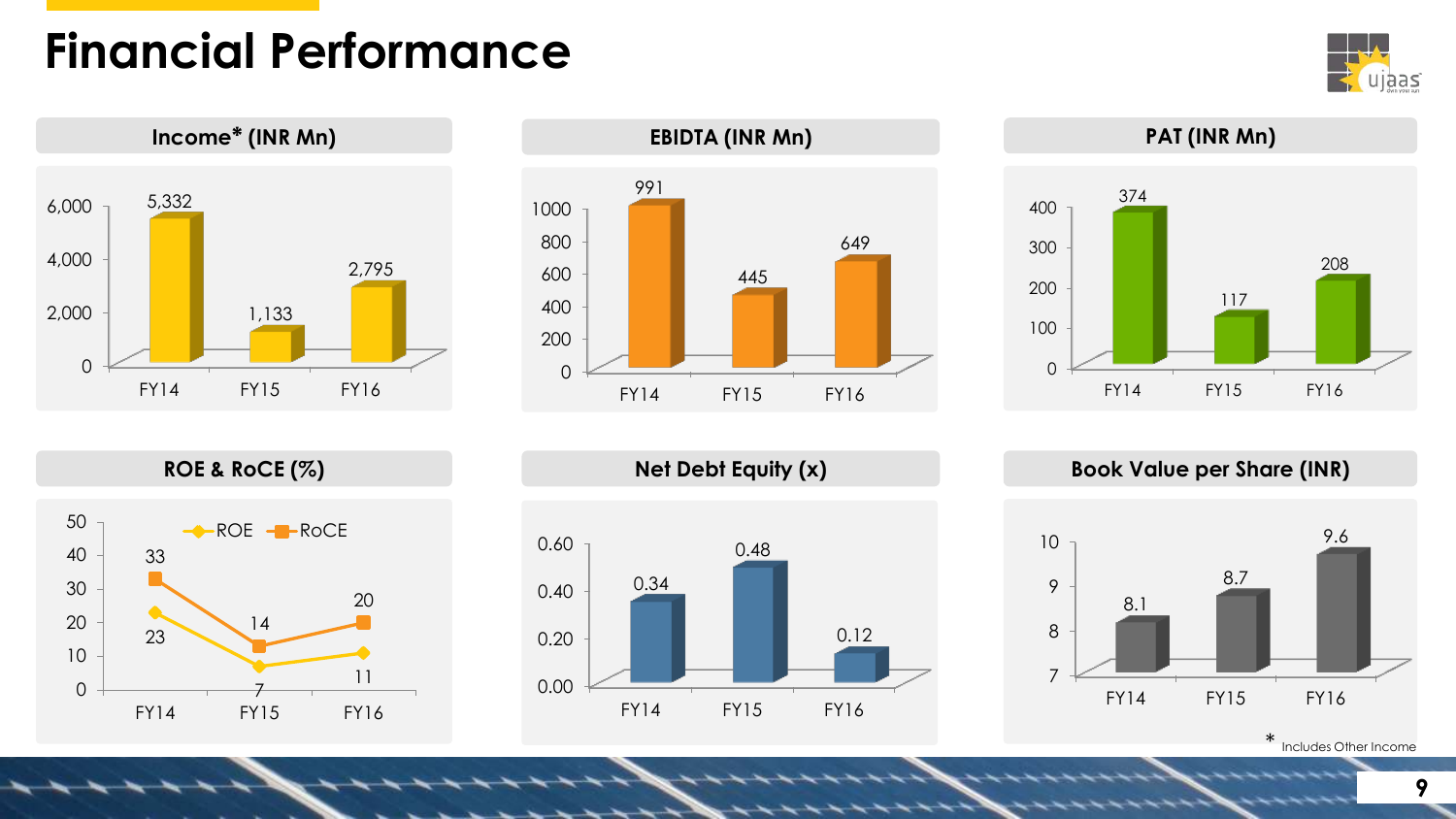# Financial Performance

### Income* (INR Mn)

| | FY14 | FY15 | FY16 |
|---|---|---|---|
| Income* | 5,332 | 1,133 | 2,795 |

### EBIDTA (INR Mn)

| | FY14 | FY15 | FY16 |
|---|---|---|---|
| EBIDTA | 991 | 445 | 649 |

### PAT (INR Mn)

| | FY14 | FY15 | FY16 |
|---|---|---|---|
| PAT | 374 | 117 | 208 |

### ROE & RoCE (%)

| | FY14 | FY15 | FY16 |
|---|---|---|---|
| ROE | 23 | 7 | 11 |
| RoCE | 33 | 14 | 20 |

### Net Debt Equity (x)

| | FY14 | FY15 | FY16 |
|---|---|---|---|
| Net Debt Equity | 0.34 | 0.48 | 0.12 |

### Book Value per Share (INR)

| | FY14 | FY15 | FY16 |
|---|---|---|---|
| Book Value per Share | 8.1 | 8.7 | 9.6 |

* Includes Other Income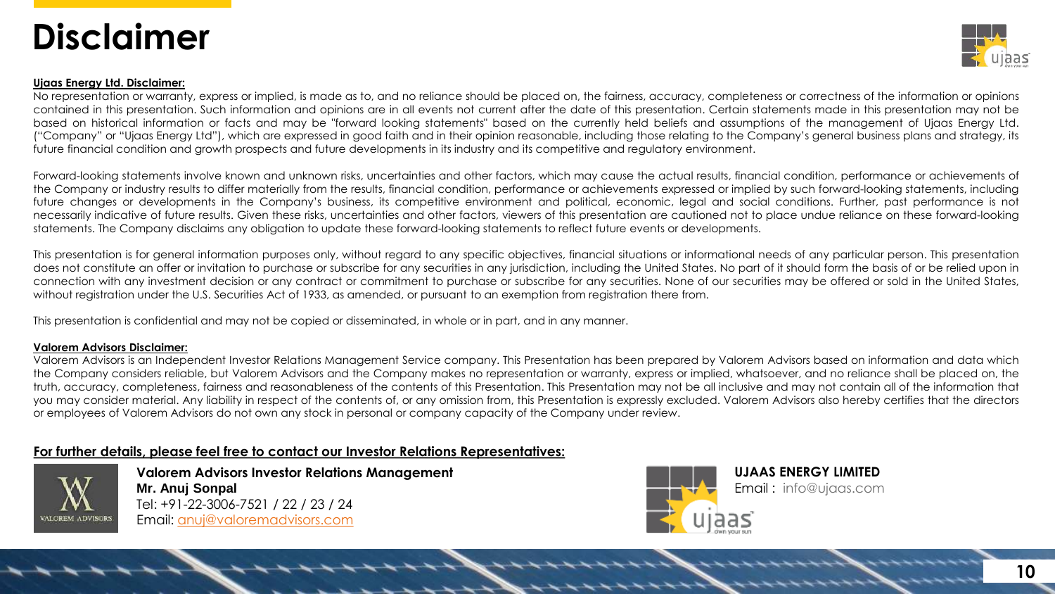# Disclaimer

**Ujaas Energy Ltd. Disclaimer:**

No representation or warranty, express or implied, is made as to, and no reliance should be placed on, the fairness, accuracy, completeness or correctness of the information or opinions contained in this presentation. Such information and opinions are in all events not current after the date of this presentation. Certain statements made in this presentation may not be based on historical information or facts and may be "forward looking statements" based on the currently held beliefs and assumptions of the management of Ujaas Energy Ltd. ("Company" or "Ujaas Energy Ltd"), which are expressed in good faith and in their opinion reasonable, including those relating to the Company's general business plans and strategy, its future financial condition and growth prospects and future developments in its industry and its competitive and regulatory environment.

Forward-looking statements involve known and unknown risks, uncertainties and other factors, which may cause the actual results, financial condition, performance or achievements of the Company or industry results to differ materially from the results, financial condition, performance or achievements expressed or implied by such forward-looking statements, including future changes or developments in the Company's business, its competitive environment and political, economic, legal and social conditions. Further, past performance is not necessarily indicative of future results. Given these risks, uncertainties and other factors, viewers of this presentation are cautioned not to place undue reliance on these forward-looking statements. The Company disclaims any obligation to update these forward-looking statements to reflect future events or developments.

This presentation is for general information purposes only, without regard to any specific objectives, financial situations or informational needs of any particular person. This presentation does not constitute an offer or invitation to purchase or subscribe for any securities in any jurisdiction, including the United States. No part of it should form the basis of or be relied upon in connection with any investment decision or any contract or commitment to purchase or subscribe for any securities. None of our securities may be offered or sold in the United States, without registration under the U.S. Securities Act of 1933, as amended, or pursuant to an exemption from registration there from.

This presentation is confidential and may not be copied or disseminated, in whole or in part, and in any manner.

**Valorem Advisors Disclaimer:**

Valorem Advisors is an Independent Investor Relations Management Service company. This Presentation has been prepared by Valorem Advisors based on information and data which the Company considers reliable, but Valorem Advisors and the Company makes no representation or warranty, express or implied, whatsoever, and no reliance shall be placed on, the truth, accuracy, completeness, fairness and reasonableness of the contents of this Presentation. This Presentation may not be all inclusive and may not contain all of the information that you may consider material. Any liability in respect of the contents of, or any omission from, this Presentation is expressly excluded. Valorem Advisors also hereby certifies that the directors or employees of Valorem Advisors do not own any stock in personal or company capacity of the Company under review.

**For further details, please feel free to contact our Investor Relations Representatives:**

**Valorem Advisors Investor Relations Management**
**Mr. Anuj Sonpal**
Tel: +91-22-3006-7521 / 22 / 23 / 24
Email: anuj@valoremadvisors.com

**UJAAS ENERGY LIMITED**
Email : info@ujaas.com